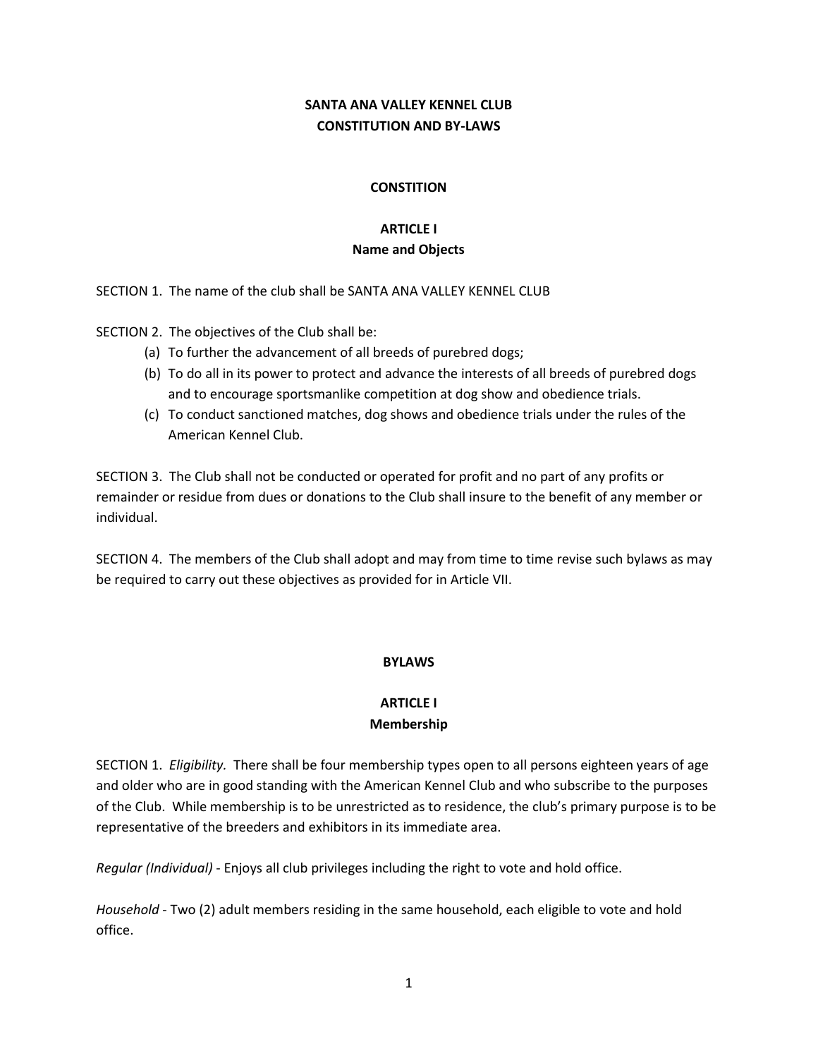# SANTA ANA VALLEY KENNEL CLUB
# CONSTITUTION AND BY-LAWS

## CONSTITION

### ARTICLE I
### Name and Objects

SECTION 1. The name of the club shall be SANTA ANA VALLEY KENNEL CLUB

SECTION 2. The objectives of the Club shall be:

(a) To further the advancement of all breeds of purebred dogs;

(b) To do all in its power to protect and advance the interests of all breeds of purebred dogs and to encourage sportsmanlike competition at dog show and obedience trials.

(c) To conduct sanctioned matches, dog shows and obedience trials under the rules of the American Kennel Club.

SECTION 3. The Club shall not be conducted or operated for profit and no part of any profits or remainder or residue from dues or donations to the Club shall insure to the benefit of any member or individual.

SECTION 4. The members of the Club shall adopt and may from time to time revise such bylaws as may be required to carry out these objectives as provided for in Article VII.

## BYLAWS

### ARTICLE I
### Membership

SECTION 1. *Eligibility.* There shall be four membership types open to all persons eighteen years of age and older who are in good standing with the American Kennel Club and who subscribe to the purposes of the Club. While membership is to be unrestricted as to residence, the club's primary purpose is to be representative of the breeders and exhibitors in its immediate area.

*Regular (Individual)* - Enjoys all club privileges including the right to vote and hold office.

*Household* - Two (2) adult members residing in the same household, each eligible to vote and hold office.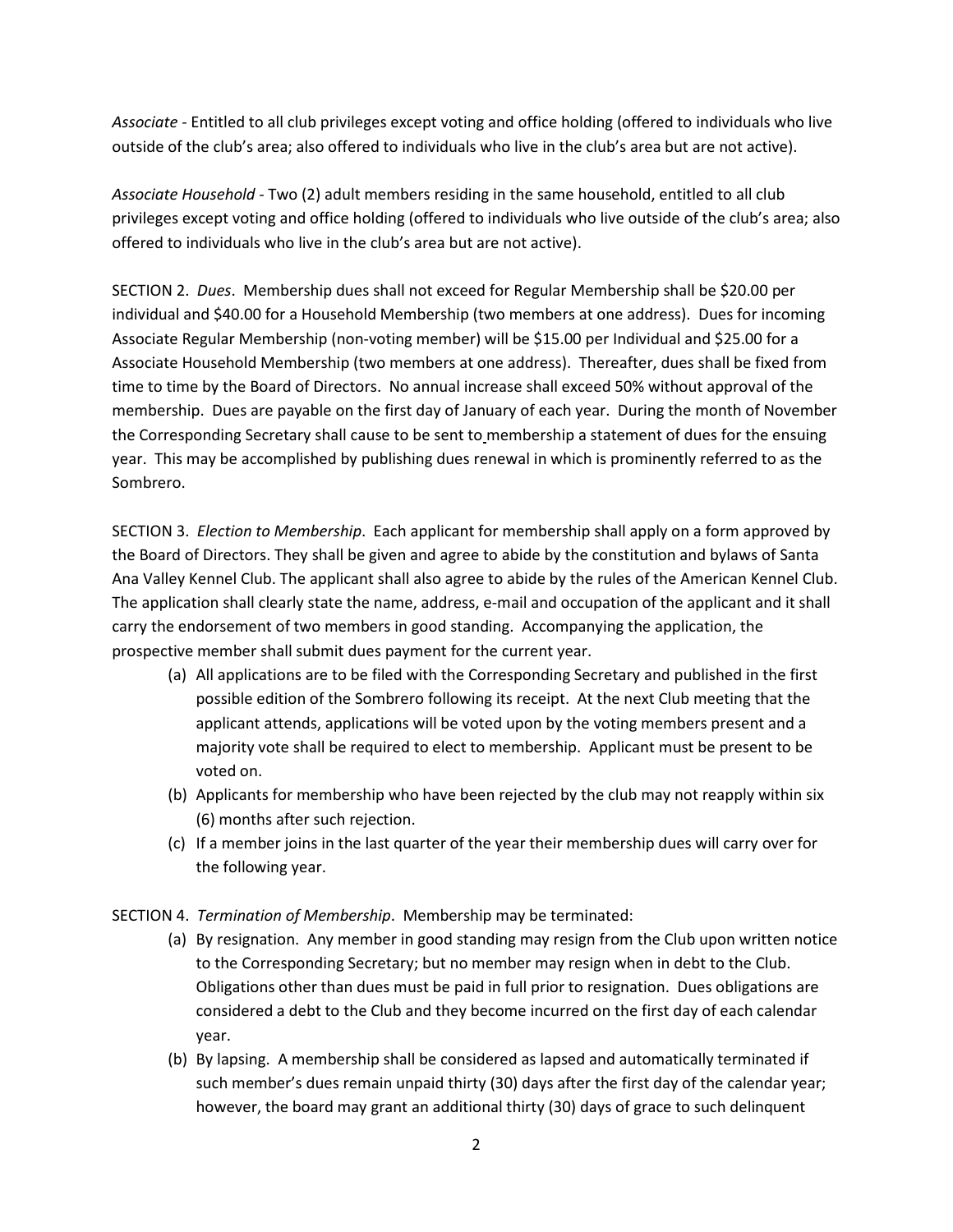*Associate* - Entitled to all club privileges except voting and office holding (offered to individuals who live outside of the club's area; also offered to individuals who live in the club's area but are not active).

*Associate Household* - Two (2) adult members residing in the same household, entitled to all club privileges except voting and office holding (offered to individuals who live outside of the club's area; also offered to individuals who live in the club's area but are not active).

SECTION 2. *Dues*. Membership dues shall not exceed for Regular Membership shall be $20.00 per individual and $40.00 for a Household Membership (two members at one address). Dues for incoming Associate Regular Membership (non-voting member) will be $15.00 per Individual and $25.00 for a Associate Household Membership (two members at one address). Thereafter, dues shall be fixed from time to time by the Board of Directors. No annual increase shall exceed 50% without approval of the membership. Dues are payable on the first day of January of each year. During the month of November the Corresponding Secretary shall cause to be sent to membership a statement of dues for the ensuing year. This may be accomplished by publishing dues renewal in which is prominently referred to as the Sombrero.

SECTION 3. *Election to Membership*. Each applicant for membership shall apply on a form approved by the Board of Directors. They shall be given and agree to abide by the constitution and bylaws of Santa Ana Valley Kennel Club. The applicant shall also agree to abide by the rules of the American Kennel Club. The application shall clearly state the name, address, e-mail and occupation of the applicant and it shall carry the endorsement of two members in good standing. Accompanying the application, the prospective member shall submit dues payment for the current year.

(a) All applications are to be filed with the Corresponding Secretary and published in the first possible edition of the Sombrero following its receipt. At the next Club meeting that the applicant attends, applications will be voted upon by the voting members present and a majority vote shall be required to elect to membership. Applicant must be present to be voted on.
(b) Applicants for membership who have been rejected by the club may not reapply within six (6) months after such rejection.
(c) If a member joins in the last quarter of the year their membership dues will carry over for the following year.

SECTION 4. *Termination of Membership*. Membership may be terminated:

(a) By resignation. Any member in good standing may resign from the Club upon written notice to the Corresponding Secretary; but no member may resign when in debt to the Club. Obligations other than dues must be paid in full prior to resignation. Dues obligations are considered a debt to the Club and they become incurred on the first day of each calendar year.
(b) By lapsing. A membership shall be considered as lapsed and automatically terminated if such member's dues remain unpaid thirty (30) days after the first day of the calendar year; however, the board may grant an additional thirty (30) days of grace to such delinquent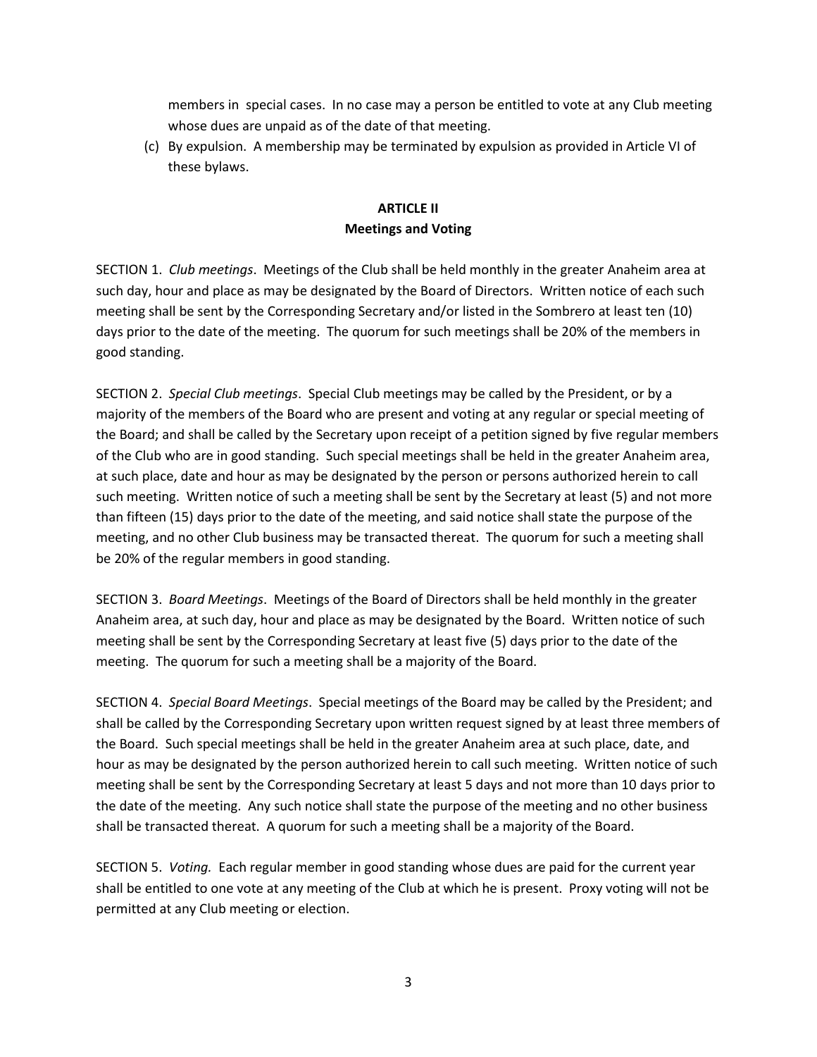members in special cases. In no case may a person be entitled to vote at any Club meeting whose dues are unpaid as of the date of that meeting.

(c) By expulsion. A membership may be terminated by expulsion as provided in Article VI of these bylaws.

## ARTICLE II
## Meetings and Voting

SECTION 1. *Club meetings*. Meetings of the Club shall be held monthly in the greater Anaheim area at such day, hour and place as may be designated by the Board of Directors. Written notice of each such meeting shall be sent by the Corresponding Secretary and/or listed in the Sombrero at least ten (10) days prior to the date of the meeting. The quorum for such meetings shall be 20% of the members in good standing.

SECTION 2. *Special Club meetings*. Special Club meetings may be called by the President, or by a majority of the members of the Board who are present and voting at any regular or special meeting of the Board; and shall be called by the Secretary upon receipt of a petition signed by five regular members of the Club who are in good standing. Such special meetings shall be held in the greater Anaheim area, at such place, date and hour as may be designated by the person or persons authorized herein to call such meeting. Written notice of such a meeting shall be sent by the Secretary at least (5) and not more than fifteen (15) days prior to the date of the meeting, and said notice shall state the purpose of the meeting, and no other Club business may be transacted thereat. The quorum for such a meeting shall be 20% of the regular members in good standing.

SECTION 3. *Board Meetings*. Meetings of the Board of Directors shall be held monthly in the greater Anaheim area, at such day, hour and place as may be designated by the Board. Written notice of such meeting shall be sent by the Corresponding Secretary at least five (5) days prior to the date of the meeting. The quorum for such a meeting shall be a majority of the Board.

SECTION 4. *Special Board Meetings*. Special meetings of the Board may be called by the President; and shall be called by the Corresponding Secretary upon written request signed by at least three members of the Board. Such special meetings shall be held in the greater Anaheim area at such place, date, and hour as may be designated by the person authorized herein to call such meeting. Written notice of such meeting shall be sent by the Corresponding Secretary at least 5 days and not more than 10 days prior to the date of the meeting. Any such notice shall state the purpose of the meeting and no other business shall be transacted thereat. A quorum for such a meeting shall be a majority of the Board.

SECTION 5. *Voting.* Each regular member in good standing whose dues are paid for the current year shall be entitled to one vote at any meeting of the Club at which he is present. Proxy voting will not be permitted at any Club meeting or election.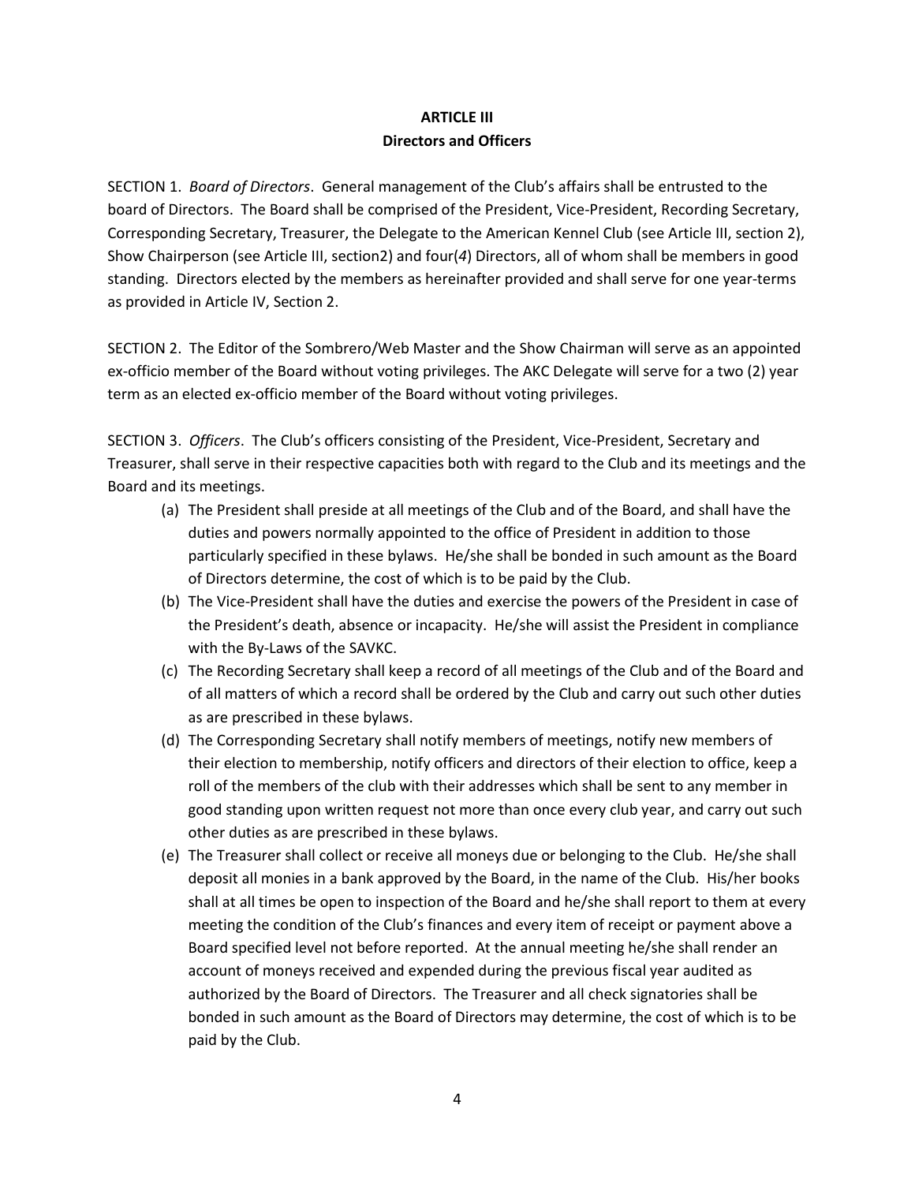# ARTICLE III
## Directors and Officers

SECTION 1. *Board of Directors*. General management of the Club's affairs shall be entrusted to the board of Directors. The Board shall be comprised of the President, Vice-President, Recording Secretary, Corresponding Secretary, Treasurer, the Delegate to the American Kennel Club (see Article III, section 2), Show Chairperson (see Article III, section2) and four(*4*) Directors, all of whom shall be members in good standing. Directors elected by the members as hereinafter provided and shall serve for one year-terms as provided in Article IV, Section 2.

SECTION 2. The Editor of the Sombrero/Web Master and the Show Chairman will serve as an appointed ex-officio member of the Board without voting privileges. The AKC Delegate will serve for a two (2) year term as an elected ex-officio member of the Board without voting privileges.

SECTION 3. *Officers*. The Club's officers consisting of the President, Vice-President, Secretary and Treasurer, shall serve in their respective capacities both with regard to the Club and its meetings and the Board and its meetings.

(a) The President shall preside at all meetings of the Club and of the Board, and shall have the duties and powers normally appointed to the office of President in addition to those particularly specified in these bylaws. He/she shall be bonded in such amount as the Board of Directors determine, the cost of which is to be paid by the Club.

(b) The Vice-President shall have the duties and exercise the powers of the President in case of the President's death, absence or incapacity. He/she will assist the President in compliance with the By-Laws of the SAVKC.

(c) The Recording Secretary shall keep a record of all meetings of the Club and of the Board and of all matters of which a record shall be ordered by the Club and carry out such other duties as are prescribed in these bylaws.

(d) The Corresponding Secretary shall notify members of meetings, notify new members of their election to membership, notify officers and directors of their election to office, keep a roll of the members of the club with their addresses which shall be sent to any member in good standing upon written request not more than once every club year, and carry out such other duties as are prescribed in these bylaws.

(e) The Treasurer shall collect or receive all moneys due or belonging to the Club. He/she shall deposit all monies in a bank approved by the Board, in the name of the Club. His/her books shall at all times be open to inspection of the Board and he/she shall report to them at every meeting the condition of the Club's finances and every item of receipt or payment above a Board specified level not before reported. At the annual meeting he/she shall render an account of moneys received and expended during the previous fiscal year audited as authorized by the Board of Directors. The Treasurer and all check signatories shall be bonded in such amount as the Board of Directors may determine, the cost of which is to be paid by the Club.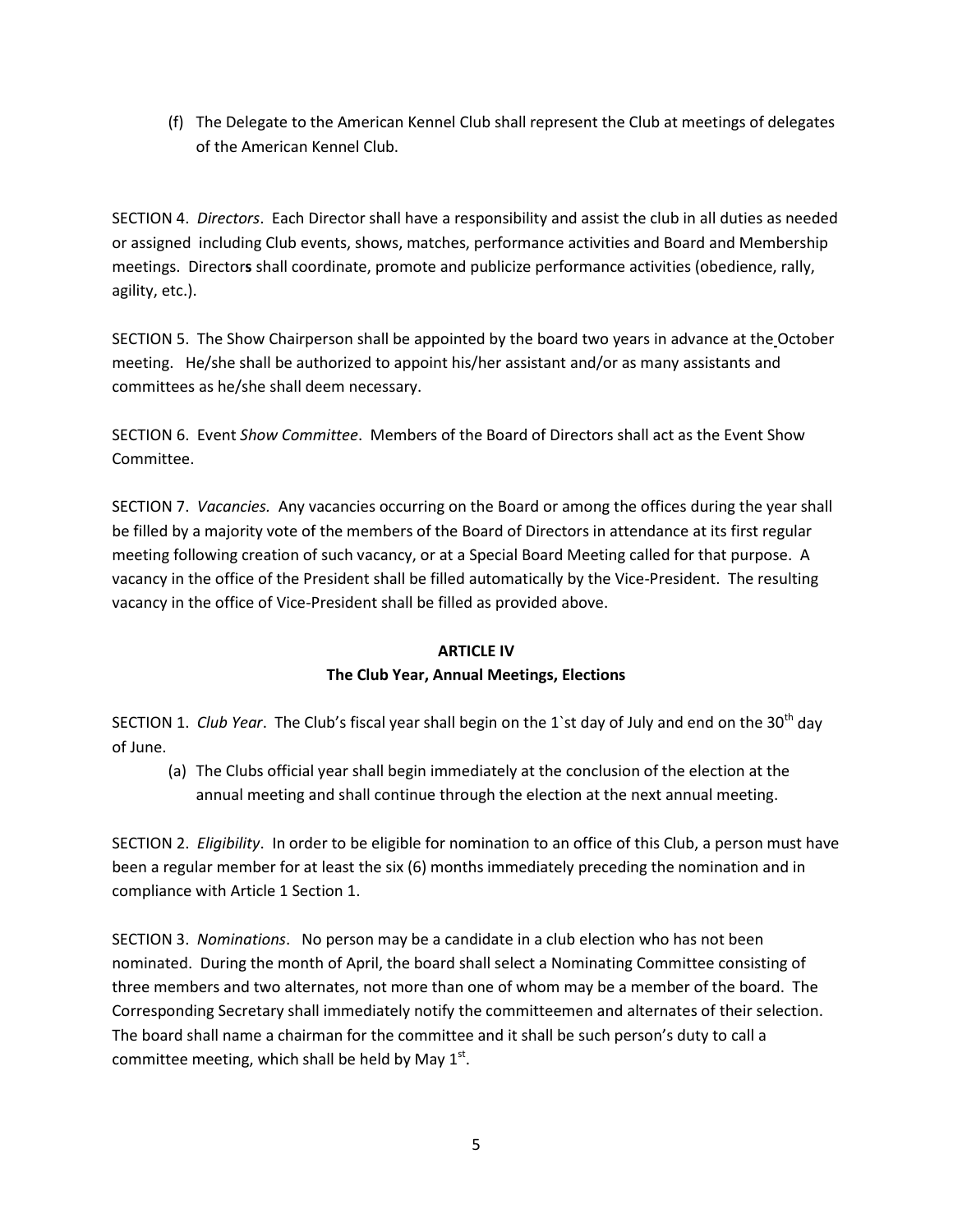(f) The Delegate to the American Kennel Club shall represent the Club at meetings of delegates of the American Kennel Club.

SECTION 4. *Directors*. Each Director shall have a responsibility and assist the club in all duties as needed or assigned including Club events, shows, matches, performance activities and Board and Membership meetings. Directors shall coordinate, promote and publicize performance activities (obedience, rally, agility, etc.).

SECTION 5. The Show Chairperson shall be appointed by the board two years in advance at the October meeting. He/she shall be authorized to appoint his/her assistant and/or as many assistants and committees as he/she shall deem necessary.

SECTION 6. Event *Show Committee*. Members of the Board of Directors shall act as the Event Show Committee.

SECTION 7. *Vacancies.* Any vacancies occurring on the Board or among the offices during the year shall be filled by a majority vote of the members of the Board of Directors in attendance at its first regular meeting following creation of such vacancy, or at a Special Board Meeting called for that purpose. A vacancy in the office of the President shall be filled automatically by the Vice-President. The resulting vacancy in the office of Vice-President shall be filled as provided above.

## ARTICLE IV
## The Club Year, Annual Meetings, Elections

SECTION 1. *Club Year*. The Club's fiscal year shall begin on the 1`st day of July and end on the 30th day of June.

(a) The Clubs official year shall begin immediately at the conclusion of the election at the annual meeting and shall continue through the election at the next annual meeting.

SECTION 2. *Eligibility*. In order to be eligible for nomination to an office of this Club, a person must have been a regular member for at least the six (6) months immediately preceding the nomination and in compliance with Article 1 Section 1.

SECTION 3. *Nominations*. No person may be a candidate in a club election who has not been nominated. During the month of April, the board shall select a Nominating Committee consisting of three members and two alternates, not more than one of whom may be a member of the board. The Corresponding Secretary shall immediately notify the committeemen and alternates of their selection. The board shall name a chairman for the committee and it shall be such person's duty to call a committee meeting, which shall be held by May 1st.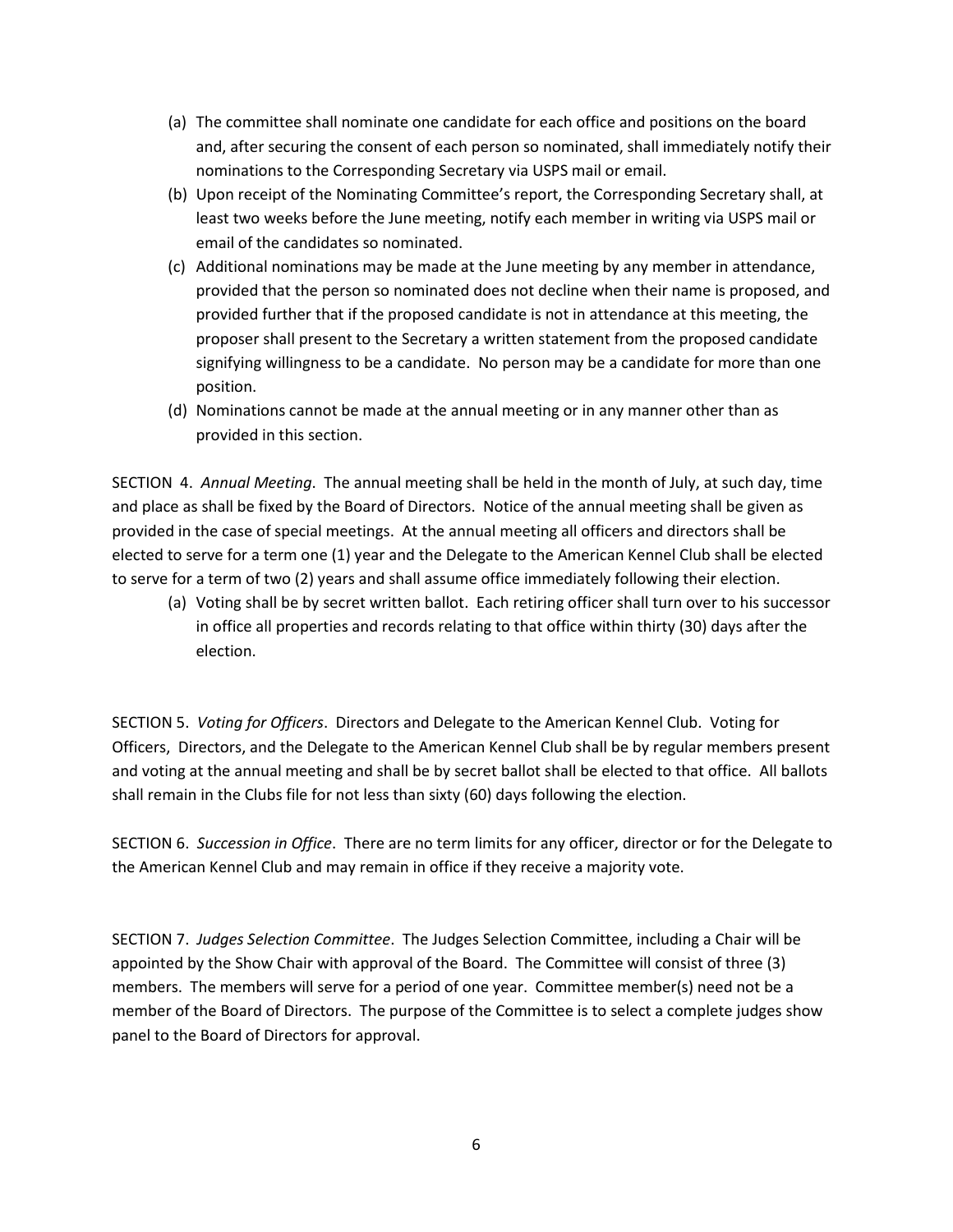(a) The committee shall nominate one candidate for each office and positions on the board and, after securing the consent of each person so nominated, shall immediately notify their nominations to the Corresponding Secretary via USPS mail or email.

(b) Upon receipt of the Nominating Committee's report, the Corresponding Secretary shall, at least two weeks before the June meeting, notify each member in writing via USPS mail or email of the candidates so nominated.

(c) Additional nominations may be made at the June meeting by any member in attendance, provided that the person so nominated does not decline when their name is proposed, and provided further that if the proposed candidate is not in attendance at this meeting, the proposer shall present to the Secretary a written statement from the proposed candidate signifying willingness to be a candidate. No person may be a candidate for more than one position.

(d) Nominations cannot be made at the annual meeting or in any manner other than as provided in this section.

SECTION 4. *Annual Meeting*. The annual meeting shall be held in the month of July, at such day, time and place as shall be fixed by the Board of Directors. Notice of the annual meeting shall be given as provided in the case of special meetings. At the annual meeting all officers and directors shall be elected to serve for a term one (1) year and the Delegate to the American Kennel Club shall be elected to serve for a term of two (2) years and shall assume office immediately following their election.

(a) Voting shall be by secret written ballot. Each retiring officer shall turn over to his successor in office all properties and records relating to that office within thirty (30) days after the election.

SECTION 5. *Voting for Officers*. Directors and Delegate to the American Kennel Club. Voting for Officers, Directors, and the Delegate to the American Kennel Club shall be by regular members present and voting at the annual meeting and shall be by secret ballot shall be elected to that office. All ballots shall remain in the Clubs file for not less than sixty (60) days following the election.

SECTION 6. *Succession in Office*. There are no term limits for any officer, director or for the Delegate to the American Kennel Club and may remain in office if they receive a majority vote.

SECTION 7. *Judges Selection Committee*. The Judges Selection Committee, including a Chair will be appointed by the Show Chair with approval of the Board. The Committee will consist of three (3) members. The members will serve for a period of one year. Committee member(s) need not be a member of the Board of Directors. The purpose of the Committee is to select a complete judges show panel to the Board of Directors for approval.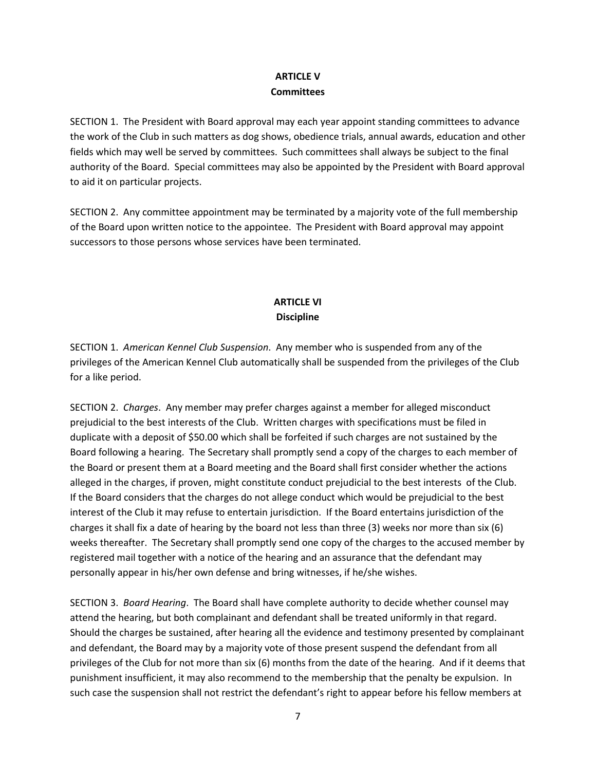## ARTICLE V
## Committees

SECTION 1. The President with Board approval may each year appoint standing committees to advance the work of the Club in such matters as dog shows, obedience trials, annual awards, education and other fields which may well be served by committees. Such committees shall always be subject to the final authority of the Board. Special committees may also be appointed by the President with Board approval to aid it on particular projects.

SECTION 2. Any committee appointment may be terminated by a majority vote of the full membership of the Board upon written notice to the appointee. The President with Board approval may appoint successors to those persons whose services have been terminated.

## ARTICLE VI
## Discipline

SECTION 1. *American Kennel Club Suspension*. Any member who is suspended from any of the privileges of the American Kennel Club automatically shall be suspended from the privileges of the Club for a like period.

SECTION 2. *Charges*. Any member may prefer charges against a member for alleged misconduct prejudicial to the best interests of the Club. Written charges with specifications must be filed in duplicate with a deposit of $50.00 which shall be forfeited if such charges are not sustained by the Board following a hearing. The Secretary shall promptly send a copy of the charges to each member of the Board or present them at a Board meeting and the Board shall first consider whether the actions alleged in the charges, if proven, might constitute conduct prejudicial to the best interests of the Club. If the Board considers that the charges do not allege conduct which would be prejudicial to the best interest of the Club it may refuse to entertain jurisdiction. If the Board entertains jurisdiction of the charges it shall fix a date of hearing by the board not less than three (3) weeks nor more than six (6) weeks thereafter. The Secretary shall promptly send one copy of the charges to the accused member by registered mail together with a notice of the hearing and an assurance that the defendant may personally appear in his/her own defense and bring witnesses, if he/she wishes.

SECTION 3. *Board Hearing*. The Board shall have complete authority to decide whether counsel may attend the hearing, but both complainant and defendant shall be treated uniformly in that regard. Should the charges be sustained, after hearing all the evidence and testimony presented by complainant and defendant, the Board may by a majority vote of those present suspend the defendant from all privileges of the Club for not more than six (6) months from the date of the hearing. And if it deems that punishment insufficient, it may also recommend to the membership that the penalty be expulsion. In such case the suspension shall not restrict the defendant's right to appear before his fellow members at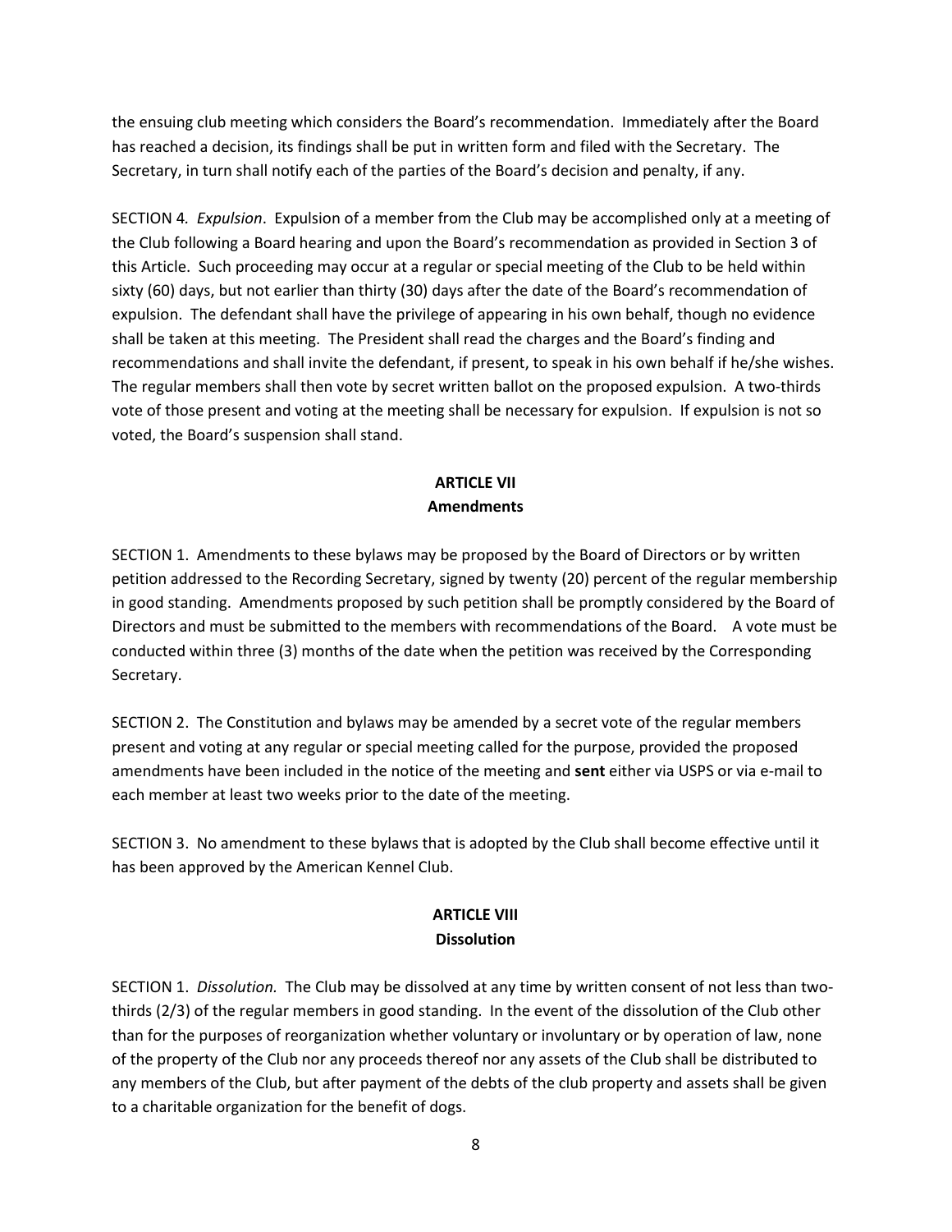the ensuing club meeting which considers the Board's recommendation. Immediately after the Board has reached a decision, its findings shall be put in written form and filed with the Secretary. The Secretary, in turn shall notify each of the parties of the Board's decision and penalty, if any.

SECTION 4. *Expulsion*. Expulsion of a member from the Club may be accomplished only at a meeting of the Club following a Board hearing and upon the Board's recommendation as provided in Section 3 of this Article. Such proceeding may occur at a regular or special meeting of the Club to be held within sixty (60) days, but not earlier than thirty (30) days after the date of the Board's recommendation of expulsion. The defendant shall have the privilege of appearing in his own behalf, though no evidence shall be taken at this meeting. The President shall read the charges and the Board's finding and recommendations and shall invite the defendant, if present, to speak in his own behalf if he/she wishes. The regular members shall then vote by secret written ballot on the proposed expulsion. A two-thirds vote of those present and voting at the meeting shall be necessary for expulsion. If expulsion is not so voted, the Board's suspension shall stand.

## ARTICLE VII
## Amendments

SECTION 1. Amendments to these bylaws may be proposed by the Board of Directors or by written petition addressed to the Recording Secretary, signed by twenty (20) percent of the regular membership in good standing. Amendments proposed by such petition shall be promptly considered by the Board of Directors and must be submitted to the members with recommendations of the Board. A vote must be conducted within three (3) months of the date when the petition was received by the Corresponding Secretary.

SECTION 2. The Constitution and bylaws may be amended by a secret vote of the regular members present and voting at any regular or special meeting called for the purpose, provided the proposed amendments have been included in the notice of the meeting and **sent** either via USPS or via e-mail to each member at least two weeks prior to the date of the meeting.

SECTION 3. No amendment to these bylaws that is adopted by the Club shall become effective until it has been approved by the American Kennel Club.

## ARTICLE VIII
## Dissolution

SECTION 1. *Dissolution.* The Club may be dissolved at any time by written consent of not less than two-thirds (2/3) of the regular members in good standing. In the event of the dissolution of the Club other than for the purposes of reorganization whether voluntary or involuntary or by operation of law, none of the property of the Club nor any proceeds thereof nor any assets of the Club shall be distributed to any members of the Club, but after payment of the debts of the club property and assets shall be given to a charitable organization for the benefit of dogs.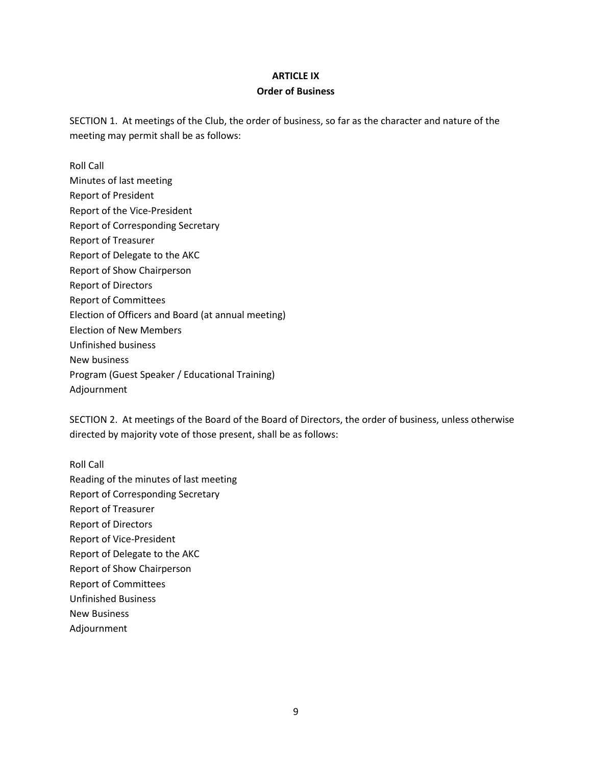## ARTICLE IX
### Order of Business

SECTION 1. At meetings of the Club, the order of business, so far as the character and nature of the meeting may permit shall be as follows:

Roll Call
Minutes of last meeting
Report of President
Report of the Vice-President
Report of Corresponding Secretary
Report of Treasurer
Report of Delegate to the AKC
Report of Show Chairperson
Report of Directors
Report of Committees
Election of Officers and Board (at annual meeting)
Election of New Members
Unfinished business
New business
Program (Guest Speaker / Educational Training)
Adjournment

SECTION 2. At meetings of the Board of the Board of Directors, the order of business, unless otherwise directed by majority vote of those present, shall be as follows:

Roll Call
Reading of the minutes of last meeting
Report of Corresponding Secretary
Report of Treasurer
Report of Directors
Report of Vice-President
Report of Delegate to the AKC
Report of Show Chairperson
Report of Committees
Unfinished Business
New Business
Adjournment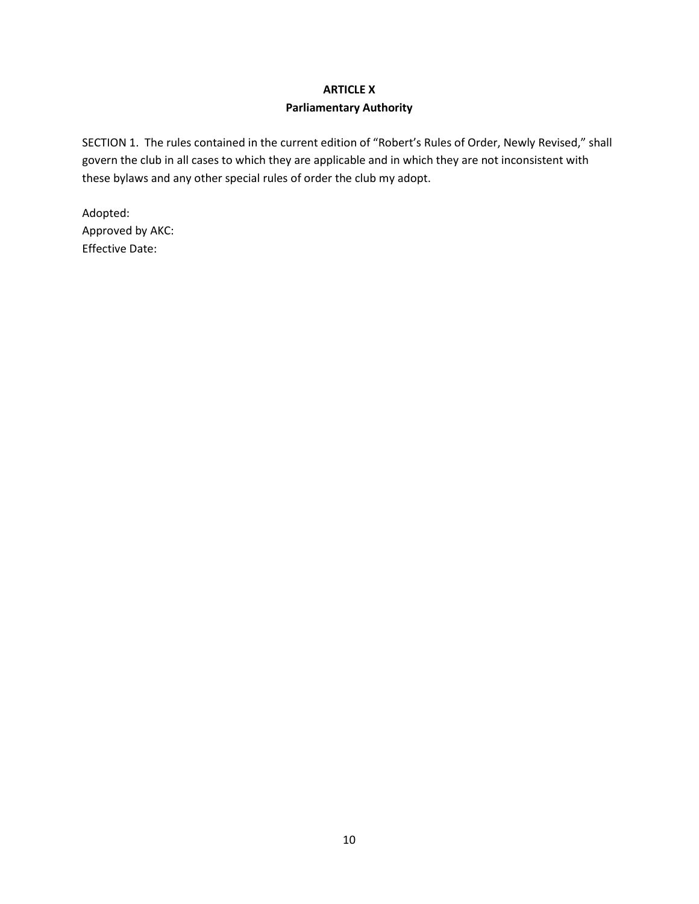## ARTICLE X
## Parliamentary Authority

SECTION 1. The rules contained in the current edition of "Robert's Rules of Order, Newly Revised," shall govern the club in all cases to which they are applicable and in which they are not inconsistent with these bylaws and any other special rules of order the club my adopt.

Adopted:
Approved by AKC:
Effective Date: